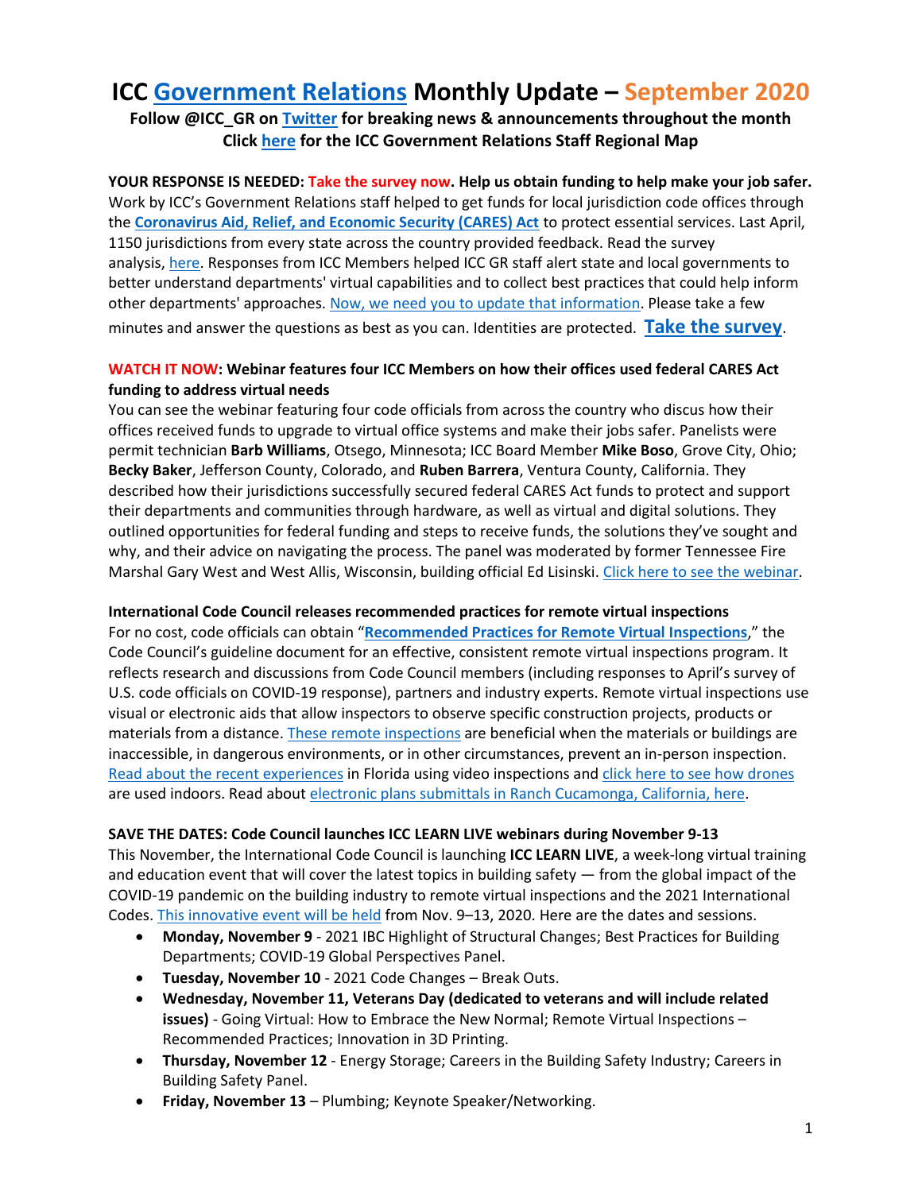# ICC Government Relations Monthly Update – September 2020

**Follow @ICC_GR on Twitter for breaking news & announcements throughout the month**
**Click here for the ICC Government Relations Staff Regional Map**

**YOUR RESPONSE IS NEEDED: Take the survey now. Help us obtain funding to help make your job safer.** Work by ICC's Government Relations staff helped to get funds for local jurisdiction code offices through the **Coronavirus Aid, Relief, and Economic Security (CARES) Act** to protect essential services. Last April, 1150 jurisdictions from every state across the country provided feedback. Read the survey analysis, here. Responses from ICC Members helped ICC GR staff alert state and local governments to better understand departments' virtual capabilities and to collect best practices that could help inform other departments' approaches. Now, we need you to update that information. Please take a few minutes and answer the questions as best as you can. Identities are protected. **Take the survey**.

**WATCH IT NOW: Webinar features four ICC Members on how their offices used federal CARES Act funding to address virtual needs**

You can see the webinar featuring four code officials from across the country who discus how their offices received funds to upgrade to virtual office systems and make their jobs safer. Panelists were permit technician **Barb Williams**, Otsego, Minnesota; ICC Board Member **Mike Boso**, Grove City, Ohio; **Becky Baker**, Jefferson County, Colorado, and **Ruben Barrera**, Ventura County, California. They described how their jurisdictions successfully secured federal CARES Act funds to protect and support their departments and communities through hardware, as well as virtual and digital solutions. They outlined opportunities for federal funding and steps to receive funds, the solutions they've sought and why, and their advice on navigating the process. The panel was moderated by former Tennessee Fire Marshal Gary West and West Allis, Wisconsin, building official Ed Lisinski. Click here to see the webinar.

**International Code Council releases recommended practices for remote virtual inspections**

For no cost, code officials can obtain "**Recommended Practices for Remote Virtual Inspections**," the Code Council's guideline document for an effective, consistent remote virtual inspections program. It reflects research and discussions from Code Council members (including responses to April's survey of U.S. code officials on COVID-19 response), partners and industry experts. Remote virtual inspections use visual or electronic aids that allow inspectors to observe specific construction projects, products or materials from a distance. These remote inspections are beneficial when the materials or buildings are inaccessible, in dangerous environments, or in other circumstances, prevent an in-person inspection. Read about the recent experiences in Florida using video inspections and click here to see how drones are used indoors. Read about electronic plans submittals in Ranch Cucamonga, California, here.

**SAVE THE DATES: Code Council launches ICC LEARN LIVE webinars during November 9-13**

This November, the International Code Council is launching **ICC LEARN LIVE**, a week-long virtual training and education event that will cover the latest topics in building safety — from the global impact of the COVID-19 pandemic on the building industry to remote virtual inspections and the 2021 International Codes. This innovative event will be held from Nov. 9–13, 2020. Here are the dates and sessions.

- **Monday, November 9** - 2021 IBC Highlight of Structural Changes; Best Practices for Building Departments; COVID-19 Global Perspectives Panel.
- **Tuesday, November 10** - 2021 Code Changes – Break Outs.
- **Wednesday, November 11, Veterans Day (dedicated to veterans and will include related issues)** - Going Virtual: How to Embrace the New Normal; Remote Virtual Inspections – Recommended Practices; Innovation in 3D Printing.
- **Thursday, November 12** - Energy Storage; Careers in the Building Safety Industry; Careers in Building Safety Panel.
- **Friday, November 13** – Plumbing; Keynote Speaker/Networking.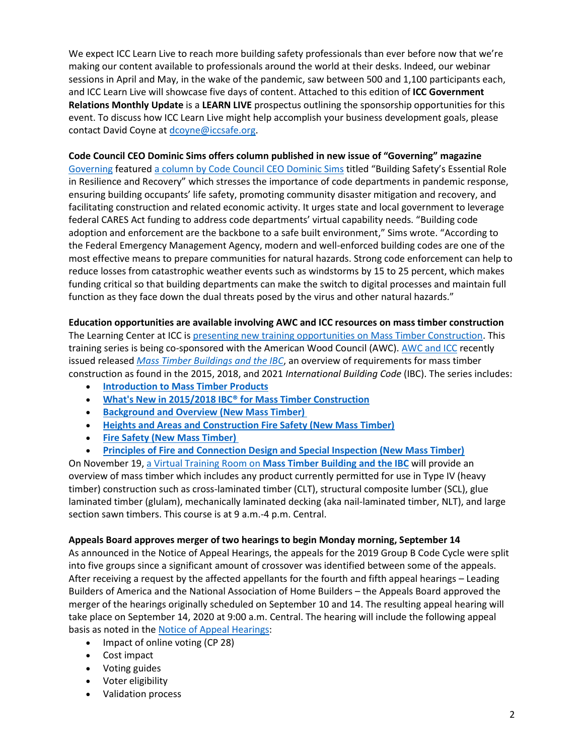We expect ICC Learn Live to reach more building safety professionals than ever before now that we're making our content available to professionals around the world at their desks. Indeed, our webinar sessions in April and May, in the wake of the pandemic, saw between 500 and 1,100 participants each, and ICC Learn Live will showcase five days of content. Attached to this edition of **ICC Government Relations Monthly Update** is a **LEARN LIVE** prospectus outlining the sponsorship opportunities for this event. To discuss how ICC Learn Live might help accomplish your business development goals, please contact David Coyne at dcoyne@iccsafe.org.

**Code Council CEO Dominic Sims offers column published in new issue of "Governing" magazine**

Governing featured a column by Code Council CEO Dominic Sims titled "Building Safety's Essential Role in Resilience and Recovery" which stresses the importance of code departments in pandemic response, ensuring building occupants' life safety, promoting community disaster mitigation and recovery, and facilitating construction and related economic activity. It urges state and local government to leverage federal CARES Act funding to address code departments' virtual capability needs. "Building code adoption and enforcement are the backbone to a safe built environment," Sims wrote. "According to the Federal Emergency Management Agency, modern and well-enforced building codes are one of the most effective means to prepare communities for natural hazards. Strong code enforcement can help to reduce losses from catastrophic weather events such as windstorms by 15 to 25 percent, which makes funding critical so that building departments can make the switch to digital processes and maintain full function as they face down the dual threats posed by the virus and other natural hazards."

**Education opportunities are available involving AWC and ICC resources on mass timber construction**

The Learning Center at ICC is presenting new training opportunities on Mass Timber Construction. This training series is being co-sponsored with the American Wood Council (AWC). AWC and ICC recently issued released *Mass Timber Buildings and the IBC*, an overview of requirements for mass timber construction as found in the 2015, 2018, and 2021 *International Building Code* (IBC). The series includes:

- **Introduction to Mass Timber Products**
- **What's New in 2015/2018 IBC® for Mass Timber Construction**
- **Background and Overview (New Mass Timber)**
- **Heights and Areas and Construction Fire Safety (New Mass Timber)**
- **Fire Safety (New Mass Timber)**
- **Principles of Fire and Connection Design and Special Inspection (New Mass Timber)**

On November 19, a Virtual Training Room on **Mass Timber Building and the IBC** will provide an overview of mass timber which includes any product currently permitted for use in Type IV (heavy timber) construction such as cross-laminated timber (CLT), structural composite lumber (SCL), glue laminated timber (glulam), mechanically laminated decking (aka nail-laminated timber, NLT), and large section sawn timbers. This course is at 9 a.m.-4 p.m. Central.

**Appeals Board approves merger of two hearings to begin Monday morning, September 14**

As announced in the Notice of Appeal Hearings, the appeals for the 2019 Group B Code Cycle were split into five groups since a significant amount of crossover was identified between some of the appeals. After receiving a request by the affected appellants for the fourth and fifth appeal hearings – Leading Builders of America and the National Association of Home Builders – the Appeals Board approved the merger of the hearings originally scheduled on September 10 and 14. The resulting appeal hearing will take place on September 14, 2020 at 9:00 a.m. Central. The hearing will include the following appeal basis as noted in the Notice of Appeal Hearings:

- Impact of online voting (CP 28)
- Cost impact
- Voting guides
- Voter eligibility
- Validation process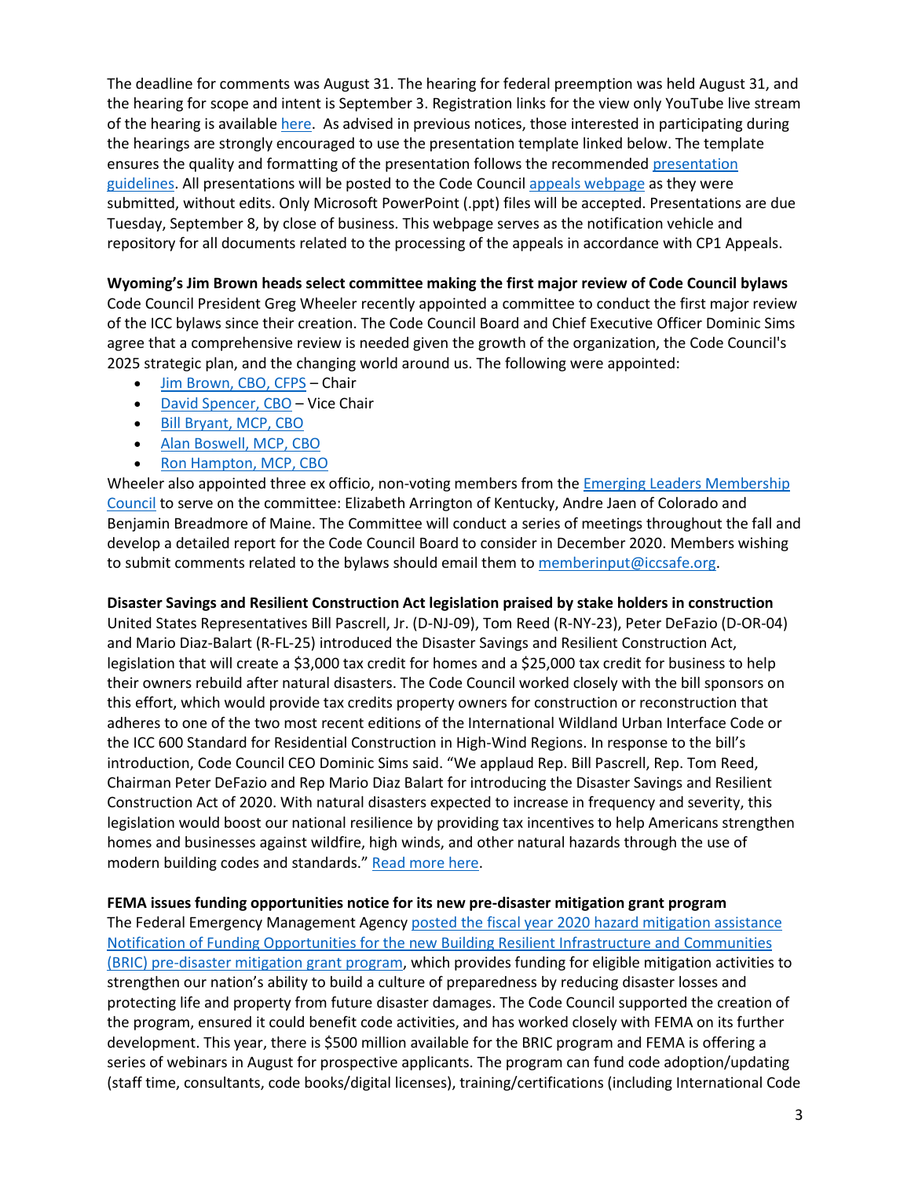The deadline for comments was August 31. The hearing for federal preemption was held August 31, and the hearing for scope and intent is September 3. Registration links for the view only YouTube live stream of the hearing is available here. As advised in previous notices, those interested in participating during the hearings are strongly encouraged to use the presentation template linked below. The template ensures the quality and formatting of the presentation follows the recommended presentation guidelines. All presentations will be posted to the Code Council appeals webpage as they were submitted, without edits. Only Microsoft PowerPoint (.ppt) files will be accepted. Presentations are due Tuesday, September 8, by close of business. This webpage serves as the notification vehicle and repository for all documents related to the processing of the appeals in accordance with CP1 Appeals.

**Wyoming's Jim Brown heads select committee making the first major review of Code Council bylaws**

Code Council President Greg Wheeler recently appointed a committee to conduct the first major review of the ICC bylaws since their creation. The Code Council Board and Chief Executive Officer Dominic Sims agree that a comprehensive review is needed given the growth of the organization, the Code Council's 2025 strategic plan, and the changing world around us. The following were appointed:

- Jim Brown, CBO, CFPS – Chair
- David Spencer, CBO – Vice Chair
- Bill Bryant, MCP, CBO
- Alan Boswell, MCP, CBO
- Ron Hampton, MCP, CBO

Wheeler also appointed three ex officio, non-voting members from the Emerging Leaders Membership Council to serve on the committee: Elizabeth Arrington of Kentucky, Andre Jaen of Colorado and Benjamin Breadmore of Maine. The Committee will conduct a series of meetings throughout the fall and develop a detailed report for the Code Council Board to consider in December 2020. Members wishing to submit comments related to the bylaws should email them to memberinput@iccsafe.org.

**Disaster Savings and Resilient Construction Act legislation praised by stake holders in construction**

United States Representatives Bill Pascrell, Jr. (D-NJ-09), Tom Reed (R-NY-23), Peter DeFazio (D-OR-04) and Mario Diaz-Balart (R-FL-25) introduced the Disaster Savings and Resilient Construction Act, legislation that will create a $3,000 tax credit for homes and a $25,000 tax credit for business to help their owners rebuild after natural disasters. The Code Council worked closely with the bill sponsors on this effort, which would provide tax credits property owners for construction or reconstruction that adheres to one of the two most recent editions of the International Wildland Urban Interface Code or the ICC 600 Standard for Residential Construction in High-Wind Regions. In response to the bill's introduction, Code Council CEO Dominic Sims said. "We applaud Rep. Bill Pascrell, Rep. Tom Reed, Chairman Peter DeFazio and Rep Mario Diaz Balart for introducing the Disaster Savings and Resilient Construction Act of 2020. With natural disasters expected to increase in frequency and severity, this legislation would boost our national resilience by providing tax incentives to help Americans strengthen homes and businesses against wildfire, high winds, and other natural hazards through the use of modern building codes and standards." Read more here.

**FEMA issues funding opportunities notice for its new pre-disaster mitigation grant program**

The Federal Emergency Management Agency posted the fiscal year 2020 hazard mitigation assistance Notification of Funding Opportunities for the new Building Resilient Infrastructure and Communities (BRIC) pre-disaster mitigation grant program, which provides funding for eligible mitigation activities to strengthen our nation's ability to build a culture of preparedness by reducing disaster losses and protecting life and property from future disaster damages. The Code Council supported the creation of the program, ensured it could benefit code activities, and has worked closely with FEMA on its further development. This year, there is $500 million available for the BRIC program and FEMA is offering a series of webinars in August for prospective applicants. The program can fund code adoption/updating (staff time, consultants, code books/digital licenses), training/certifications (including International Code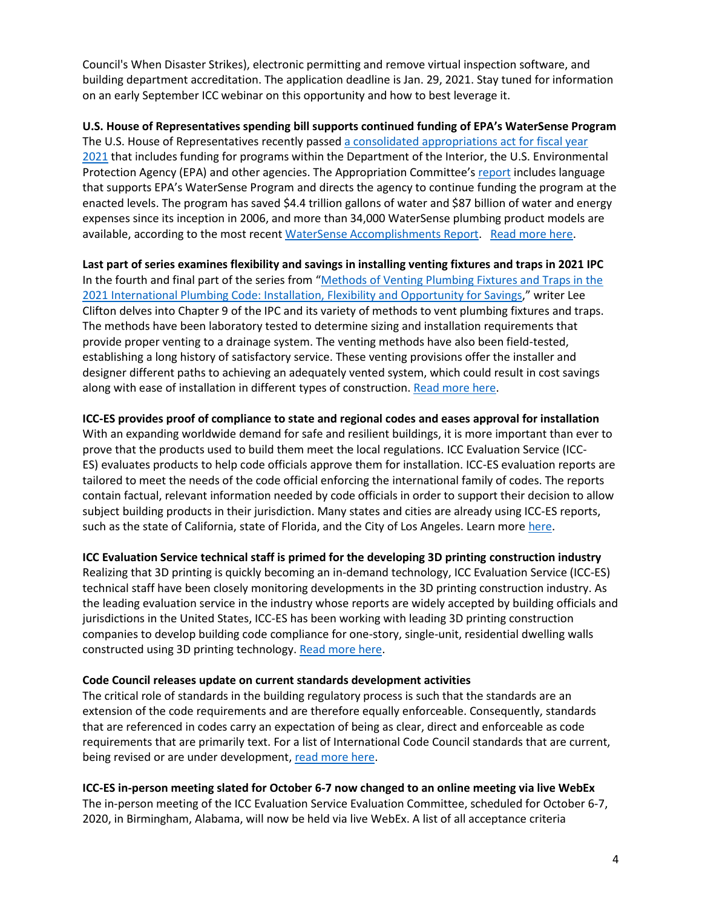Council's When Disaster Strikes), electronic permitting and remove virtual inspection software, and building department accreditation. The application deadline is Jan. 29, 2021. Stay tuned for information on an early September ICC webinar on this opportunity and how to best leverage it.

**U.S. House of Representatives spending bill supports continued funding of EPA's WaterSense Program**

The U.S. House of Representatives recently passed a consolidated appropriations act for fiscal year 2021 that includes funding for programs within the Department of the Interior, the U.S. Environmental Protection Agency (EPA) and other agencies. The Appropriation Committee's report includes language that supports EPA's WaterSense Program and directs the agency to continue funding the program at the enacted levels. The program has saved $4.4 trillion gallons of water and $87 billion of water and energy expenses since its inception in 2006, and more than 34,000 WaterSense plumbing product models are available, according to the most recent WaterSense Accomplishments Report. Read more here.

**Last part of series examines flexibility and savings in installing venting fixtures and traps in 2021 IPC**

In the fourth and final part of the series from "Methods of Venting Plumbing Fixtures and Traps in the 2021 International Plumbing Code: Installation, Flexibility and Opportunity for Savings," writer Lee Clifton delves into Chapter 9 of the IPC and its variety of methods to vent plumbing fixtures and traps. The methods have been laboratory tested to determine sizing and installation requirements that provide proper venting to a drainage system. The venting methods have also been field-tested, establishing a long history of satisfactory service. These venting provisions offer the installer and designer different paths to achieving an adequately vented system, which could result in cost savings along with ease of installation in different types of construction. Read more here.

**ICC-ES provides proof of compliance to state and regional codes and eases approval for installation**

With an expanding worldwide demand for safe and resilient buildings, it is more important than ever to prove that the products used to build them meet the local regulations. ICC Evaluation Service (ICC-ES) evaluates products to help code officials approve them for installation. ICC-ES evaluation reports are tailored to meet the needs of the code official enforcing the international family of codes. The reports contain factual, relevant information needed by code officials in order to support their decision to allow subject building products in their jurisdiction. Many states and cities are already using ICC-ES reports, such as the state of California, state of Florida, and the City of Los Angeles. Learn more here.

**ICC Evaluation Service technical staff is primed for the developing 3D printing construction industry**

Realizing that 3D printing is quickly becoming an in-demand technology, ICC Evaluation Service (ICC-ES) technical staff have been closely monitoring developments in the 3D printing construction industry. As the leading evaluation service in the industry whose reports are widely accepted by building officials and jurisdictions in the United States, ICC-ES has been working with leading 3D printing construction companies to develop building code compliance for one-story, single-unit, residential dwelling walls constructed using 3D printing technology. Read more here.

**Code Council releases update on current standards development activities**

The critical role of standards in the building regulatory process is such that the standards are an extension of the code requirements and are therefore equally enforceable. Consequently, standards that are referenced in codes carry an expectation of being as clear, direct and enforceable as code requirements that are primarily text. For a list of International Code Council standards that are current, being revised or are under development, read more here.

**ICC-ES in-person meeting slated for October 6-7 now changed to an online meeting via live WebEx**

The in-person meeting of the ICC Evaluation Service Evaluation Committee, scheduled for October 6-7, 2020, in Birmingham, Alabama, will now be held via live WebEx. A list of all acceptance criteria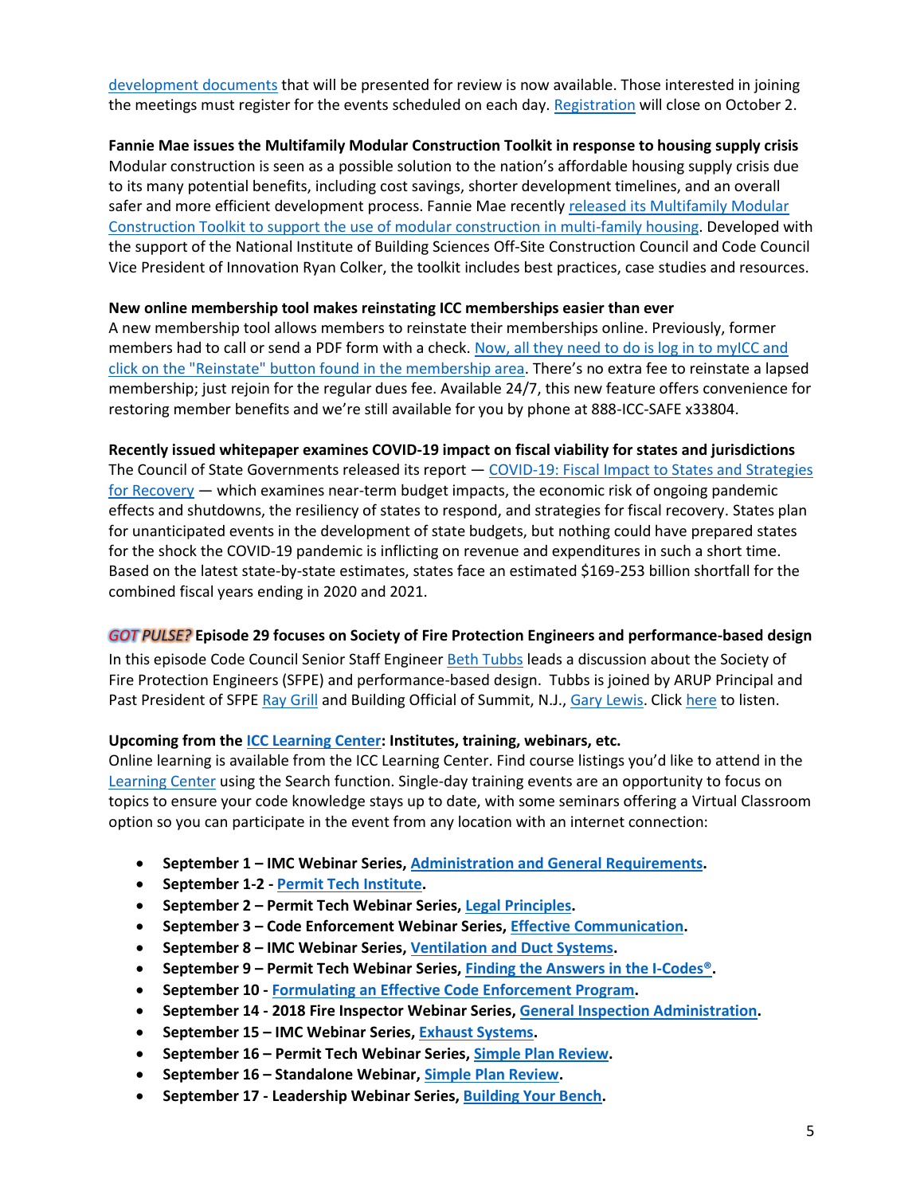development documents that will be presented for review is now available. Those interested in joining the meetings must register for the events scheduled on each day. Registration will close on October 2.

**Fannie Mae issues the Multifamily Modular Construction Toolkit in response to housing supply crisis**
Modular construction is seen as a possible solution to the nation's affordable housing supply crisis due to its many potential benefits, including cost savings, shorter development timelines, and an overall safer and more efficient development process. Fannie Mae recently released its Multifamily Modular Construction Toolkit to support the use of modular construction in multi-family housing. Developed with the support of the National Institute of Building Sciences Off-Site Construction Council and Code Council Vice President of Innovation Ryan Colker, the toolkit includes best practices, case studies and resources.

**New online membership tool makes reinstating ICC memberships easier than ever**
A new membership tool allows members to reinstate their memberships online. Previously, former members had to call or send a PDF form with a check. Now, all they need to do is log in to myICC and click on the "Reinstate" button found in the membership area. There's no extra fee to reinstate a lapsed membership; just rejoin for the regular dues fee. Available 24/7, this new feature offers convenience for restoring member benefits and we're still available for you by phone at 888-ICC-SAFE x33804.

**Recently issued whitepaper examines COVID-19 impact on fiscal viability for states and jurisdictions**
The Council of State Governments released its report — COVID-19: Fiscal Impact to States and Strategies for Recovery — which examines near-term budget impacts, the economic risk of ongoing pandemic effects and shutdowns, the resiliency of states to respond, and strategies for fiscal recovery. States plan for unanticipated events in the development of state budgets, but nothing could have prepared states for the shock the COVID-19 pandemic is inflicting on revenue and expenditures in such a short time. Based on the latest state-by-state estimates, states face an estimated $169-253 billion shortfall for the combined fiscal years ending in 2020 and 2021.

***GOT PULSE?* Episode 29 focuses on Society of Fire Protection Engineers and performance-based design**
In this episode Code Council Senior Staff Engineer Beth Tubbs leads a discussion about the Society of Fire Protection Engineers (SFPE) and performance-based design. Tubbs is joined by ARUP Principal and Past President of SFPE Ray Grill and Building Official of Summit, N.J., Gary Lewis. Click here to listen.

**Upcoming from the ICC Learning Center: Institutes, training, webinars, etc.**
Online learning is available from the ICC Learning Center. Find course listings you'd like to attend in the Learning Center using the Search function. Single-day training events are an opportunity to focus on topics to ensure your code knowledge stays up to date, with some seminars offering a Virtual Classroom option so you can participate in the event from any location with an internet connection:

- **September 1 – IMC Webinar Series, Administration and General Requirements.**
- **September 1-2 - Permit Tech Institute.**
- **September 2 – Permit Tech Webinar Series, Legal Principles.**
- **September 3 – Code Enforcement Webinar Series, Effective Communication.**
- **September 8 – IMC Webinar Series, Ventilation and Duct Systems.**
- **September 9 – Permit Tech Webinar Series, Finding the Answers in the I-Codes®.**
- **September 10 - Formulating an Effective Code Enforcement Program.**
- **September 14 - 2018 Fire Inspector Webinar Series, General Inspection Administration.**
- **September 15 – IMC Webinar Series, Exhaust Systems.**
- **September 16 – Permit Tech Webinar Series, Simple Plan Review.**
- **September 16 – Standalone Webinar, Simple Plan Review.**
- **September 17 - Leadership Webinar Series, Building Your Bench.**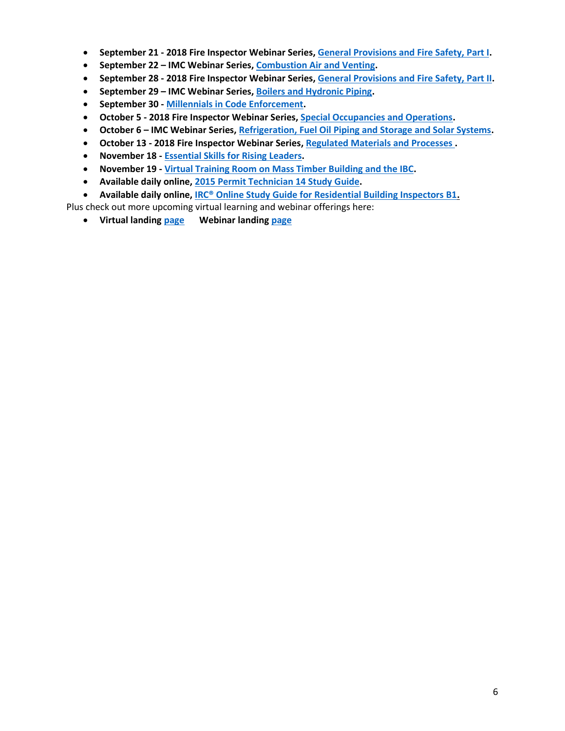- **September 21 - 2018 Fire Inspector Webinar Series, General Provisions and Fire Safety, Part I.**
- **September 22 – IMC Webinar Series, Combustion Air and Venting.**
- **September 28 - 2018 Fire Inspector Webinar Series, General Provisions and Fire Safety, Part II.**
- **September 29 – IMC Webinar Series, Boilers and Hydronic Piping.**
- **September 30 - Millennials in Code Enforcement.**
- **October 5 - 2018 Fire Inspector Webinar Series, Special Occupancies and Operations.**
- **October 6 – IMC Webinar Series, Refrigeration, Fuel Oil Piping and Storage and Solar Systems.**
- **October 13 - 2018 Fire Inspector Webinar Series, Regulated Materials and Processes .**
- **November 18 - Essential Skills for Rising Leaders.**
- **November 19 - Virtual Training Room on Mass Timber Building and the IBC.**
- **Available daily online, 2015 Permit Technician 14 Study Guide.**
- **Available daily online, IRC® Online Study Guide for Residential Building Inspectors B1.**

Plus check out more upcoming virtual learning and webinar offerings here:

- **Virtual landing page** **Webinar landing page**